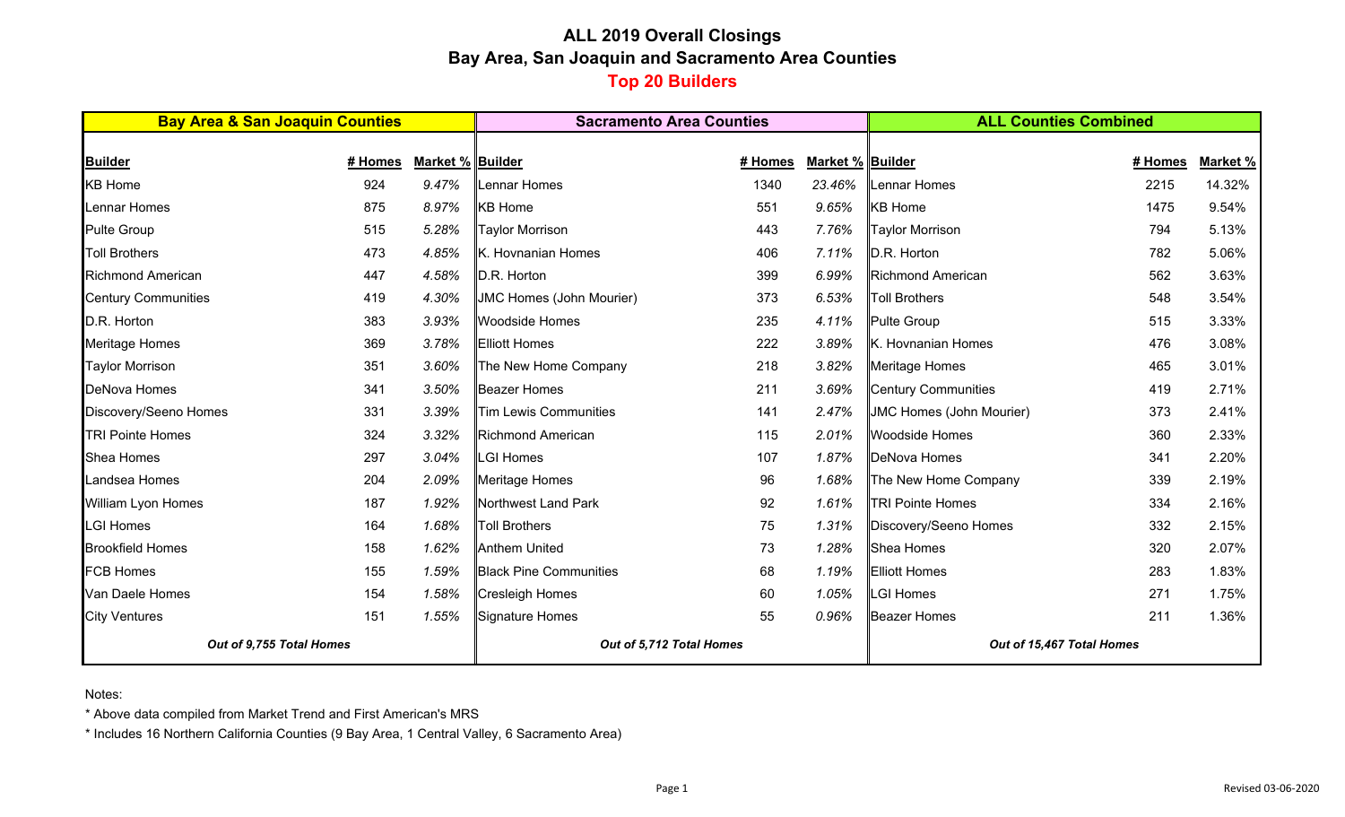# ALL 2019 Overall Closings

## Bay Area, San Joaquin and Sacramento Area Counties

## Top 20 Builders

| Bay Area & San Joaquin Counties | | | Sacramento Area Counties | | | ALL Counties Combined | | |
|---|---|---|---|---|---|---|---|---|
| **Builder** | **# Homes** | **Market %** | **Builder** | **# Homes** | **Market %** | **Builder** | **# Homes** | **Market %** |
| KB Home | 924 | *9.47%* | Lennar Homes | 1340 | *23.46%* | Lennar Homes | 2215 | 14.32% |
| Lennar Homes | 875 | *8.97%* | KB Home | 551 | *9.65%* | KB Home | 1475 | 9.54% |
| Pulte Group | 515 | *5.28%* | Taylor Morrison | 443 | *7.76%* | Taylor Morrison | 794 | 5.13% |
| Toll Brothers | 473 | *4.85%* | K. Hovnanian Homes | 406 | *7.11%* | D.R. Horton | 782 | 5.06% |
| Richmond American | 447 | *4.58%* | D.R. Horton | 399 | *6.99%* | Richmond American | 562 | 3.63% |
| Century Communities | 419 | *4.30%* | JMC Homes (John Mourier) | 373 | *6.53%* | Toll Brothers | 548 | 3.54% |
| D.R. Horton | 383 | *3.93%* | Woodside Homes | 235 | *4.11%* | Pulte Group | 515 | 3.33% |
| Meritage Homes | 369 | *3.78%* | Elliott Homes | 222 | *3.89%* | K. Hovnanian Homes | 476 | 3.08% |
| Taylor Morrison | 351 | *3.60%* | The New Home Company | 218 | *3.82%* | Meritage Homes | 465 | 3.01% |
| DeNova Homes | 341 | *3.50%* | Beazer Homes | 211 | *3.69%* | Century Communities | 419 | 2.71% |
| Discovery/Seeno Homes | 331 | *3.39%* | Tim Lewis Communities | 141 | *2.47%* | JMC Homes (John Mourier) | 373 | 2.41% |
| TRI Pointe Homes | 324 | *3.32%* | Richmond American | 115 | *2.01%* | Woodside Homes | 360 | 2.33% |
| Shea Homes | 297 | *3.04%* | LGI Homes | 107 | *1.87%* | DeNova Homes | 341 | 2.20% |
| Landsea Homes | 204 | *2.09%* | Meritage Homes | 96 | *1.68%* | The New Home Company | 339 | 2.19% |
| William Lyon Homes | 187 | *1.92%* | Northwest Land Park | 92 | *1.61%* | TRI Pointe Homes | 334 | 2.16% |
| LGI Homes | 164 | *1.68%* | Toll Brothers | 75 | *1.31%* | Discovery/Seeno Homes | 332 | 2.15% |
| Brookfield Homes | 158 | *1.62%* | Anthem United | 73 | *1.28%* | Shea Homes | 320 | 2.07% |
| FCB Homes | 155 | *1.59%* | Black Pine Communities | 68 | *1.19%* | Elliott Homes | 283 | 1.83% |
| Van Daele Homes | 154 | *1.58%* | Cresleigh Homes | 60 | *1.05%* | LGI Homes | 271 | 1.75% |
| City Ventures | 151 | *1.55%* | Signature Homes | 55 | *0.96%* | Beazer Homes | 211 | 1.36% |
| ***Out of 9,755 Total Homes*** | | | ***Out of 5,712 Total Homes*** | | | ***Out of 15,467 Total Homes*** | | |

Notes:

* Above data compiled from Market Trend and First American's MRS
* Includes 16 Northern California Counties (9 Bay Area, 1 Central Valley, 6 Sacramento Area)

Revised 03-06-2020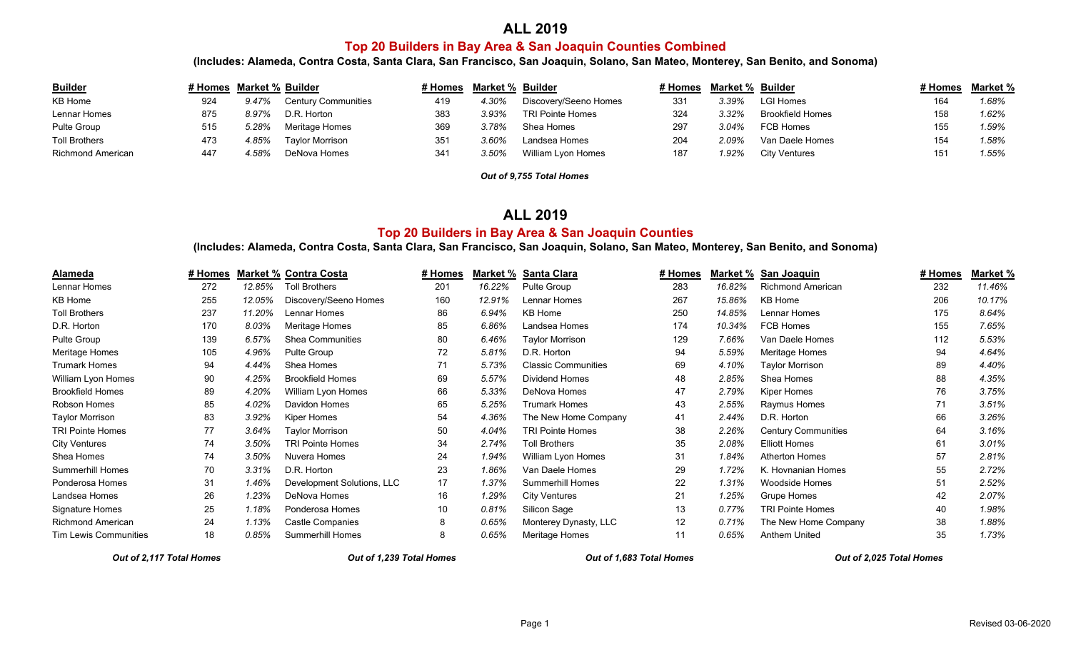# ALL 2019

## Top 20 Builders in Bay Area & San Joaquin Counties Combined

**(Includes: Alameda, Contra Costa, Santa Clara, San Francisco, San Joaquin, Solano, San Mateo, Monterey, San Benito, and Sonoma)**

| Builder | # Homes | Market % | Builder | # Homes | Market % | Builder | # Homes | Market % | Builder | # Homes | Market % |
|---|---|---|---|---|---|---|---|---|---|---|---|
| KB Home | 924 | *9.47%* | Century Communities | 419 | *4.30%* | Discovery/Seeno Homes | 331 | *3.39%* | LGI Homes | 164 | *1.68%* |
| Lennar Homes | 875 | *8.97%* | D.R. Horton | 383 | *3.93%* | TRI Pointe Homes | 324 | *3.32%* | Brookfield Homes | 158 | *1.62%* |
| Pulte Group | 515 | *5.28%* | Meritage Homes | 369 | *3.78%* | Shea Homes | 297 | *3.04%* | FCB Homes | 155 | *1.59%* |
| Toll Brothers | 473 | *4.85%* | Taylor Morrison | 351 | *3.60%* | Landsea Homes | 204 | *2.09%* | Van Daele Homes | 154 | *1.58%* |
| Richmond American | 447 | *4.58%* | DeNova Homes | 341 | *3.50%* | William Lyon Homes | 187 | *1.92%* | City Ventures | 151 | *1.55%* |

***Out of 9,755 Total Homes***

# ALL 2019

## Top 20 Builders in Bay Area & San Joaquin Counties

**(Includes: Alameda, Contra Costa, Santa Clara, San Francisco, San Joaquin, Solano, San Mateo, Monterey, San Benito, and Sonoma)**

| Alameda | # Homes | Market % | Contra Costa | # Homes | Market % | Santa Clara | # Homes | Market % | San Joaquin | # Homes | Market % |
|---|---|---|---|---|---|---|---|---|---|---|---|
| Lennar Homes | 272 | *12.85%* | Toll Brothers | 201 | *16.22%* | Pulte Group | 283 | *16.82%* | Richmond American | 232 | *11.46%* |
| KB Home | 255 | *12.05%* | Discovery/Seeno Homes | 160 | *12.91%* | Lennar Homes | 267 | *15.86%* | KB Home | 206 | *10.17%* |
| Toll Brothers | 237 | *11.20%* | Lennar Homes | 86 | *6.94%* | KB Home | 250 | *14.85%* | Lennar Homes | 175 | *8.64%* |
| D.R. Horton | 170 | *8.03%* | Meritage Homes | 85 | *6.86%* | Landsea Homes | 174 | *10.34%* | FCB Homes | 155 | *7.65%* |
| Pulte Group | 139 | *6.57%* | Shea Communities | 80 | *6.46%* | Taylor Morrison | 129 | *7.66%* | Van Daele Homes | 112 | *5.53%* |
| Meritage Homes | 105 | *4.96%* | Pulte Group | 72 | *5.81%* | D.R. Horton | 94 | *5.59%* | Meritage Homes | 94 | *4.64%* |
| Trumark Homes | 94 | *4.44%* | Shea Homes | 71 | *5.73%* | Classic Communities | 69 | *4.10%* | Taylor Morrison | 89 | *4.40%* |
| William Lyon Homes | 90 | *4.25%* | Brookfield Homes | 69 | *5.57%* | Dividend Homes | 48 | *2.85%* | Shea Homes | 88 | *4.35%* |
| Brookfield Homes | 89 | *4.20%* | William Lyon Homes | 66 | *5.33%* | DeNova Homes | 47 | *2.79%* | Kiper Homes | 76 | *3.75%* |
| Robson Homes | 85 | *4.02%* | Davidon Homes | 65 | *5.25%* | Trumark Homes | 43 | *2.55%* | Raymus Homes | 71 | *3.51%* |
| Taylor Morrison | 83 | *3.92%* | Kiper Homes | 54 | *4.36%* | The New Home Company | 41 | *2.44%* | D.R. Horton | 66 | *3.26%* |
| TRI Pointe Homes | 77 | *3.64%* | Taylor Morrison | 50 | *4.04%* | TRI Pointe Homes | 38 | *2.26%* | Century Communities | 64 | *3.16%* |
| City Ventures | 74 | *3.50%* | TRI Pointe Homes | 34 | *2.74%* | Toll Brothers | 35 | *2.08%* | Elliott Homes | 61 | *3.01%* |
| Shea Homes | 74 | *3.50%* | Nuvera Homes | 24 | *1.94%* | William Lyon Homes | 31 | *1.84%* | Atherton Homes | 57 | *2.81%* |
| Summerhill Homes | 70 | *3.31%* | D.R. Horton | 23 | *1.86%* | Van Daele Homes | 29 | *1.72%* | K. Hovnanian Homes | 55 | *2.72%* |
| Ponderosa Homes | 31 | *1.46%* | Development Solutions, LLC | 17 | *1.37%* | Summerhill Homes | 22 | *1.31%* | Woodside Homes | 51 | *2.52%* |
| Landsea Homes | 26 | *1.23%* | DeNova Homes | 16 | *1.29%* | City Ventures | 21 | *1.25%* | Grupe Homes | 42 | *2.07%* |
| Signature Homes | 25 | *1.18%* | Ponderosa Homes | 10 | *0.81%* | Silicon Sage | 13 | *0.77%* | TRI Pointe Homes | 40 | *1.98%* |
| Richmond American | 24 | *1.13%* | Castle Companies | 8 | *0.65%* | Monterey Dynasty, LLC | 12 | *0.71%* | The New Home Company | 38 | *1.88%* |
| Tim Lewis Communities | 18 | *0.85%* | Summerhill Homes | 8 | *0.65%* | Meritage Homes | 11 | *0.65%* | Anthem United | 35 | *1.73%* |
| ***Out of 2,117 Total Homes*** | | | ***Out of 1,239 Total Homes*** | | | ***Out of 1,683 Total Homes*** | | | ***Out of 2,025 Total Homes*** | | |

Revised 03-06-2020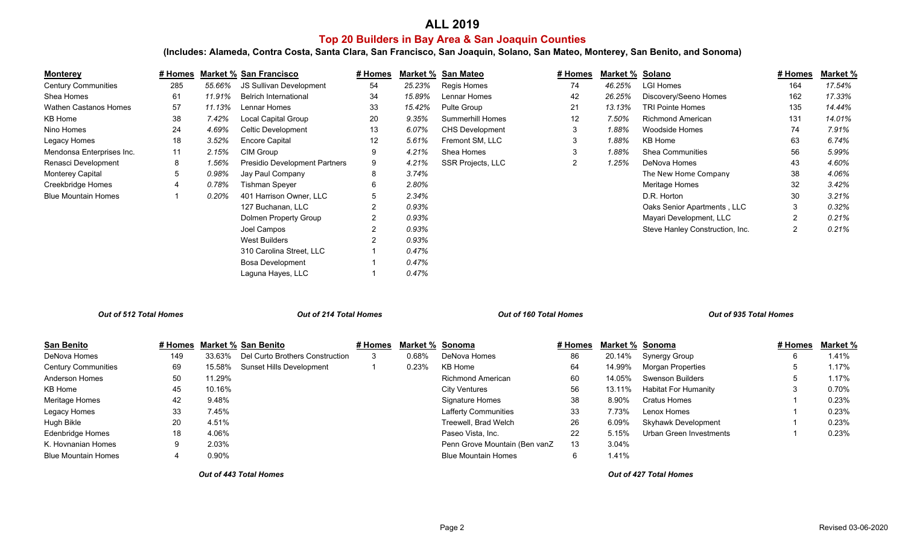# ALL 2019

## Top 20 Builders in Bay Area & San Joaquin Counties

### (Includes: Alameda, Contra Costa, Santa Clara, San Francisco, San Joaquin, Solano, San Mateo, Monterey, San Benito, and Sonoma)

| Monterey | # Homes | Market % |
|---|---|---|
| Century Communities | 285 | *55.66%* |
| Shea Homes | 61 | *11.91%* |
| Wathen Castanos Homes | 57 | *11.13%* |
| KB Home | 38 | *7.42%* |
| Nino Homes | 24 | *4.69%* |
| Legacy Homes | 18 | *3.52%* |
| Mendonsa Enterprises Inc. | 11 | *2.15%* |
| Renasci Development | 8 | *1.56%* |
| Monterey Capital | 5 | *0.98%* |
| Creekbridge Homes | 4 | *0.78%* |
| Blue Mountain Homes | 1 | *0.20%* |

***Out of 512 Total Homes***

| San Francisco | # Homes | Market % |
|---|---|---|
| JS Sullivan Development | 54 | *25.23%* |
| Belrich International | 34 | *15.89%* |
| Lennar Homes | 33 | *15.42%* |
| Local Capital Group | 20 | *9.35%* |
| Celtic Development | 13 | *6.07%* |
| Encore Capital | 12 | *5.61%* |
| CIM Group | 9 | *4.21%* |
| Presidio Development Partners | 9 | *4.21%* |
| Jay Paul Company | 8 | *3.74%* |
| Tishman Speyer | 6 | *2.80%* |
| 401 Harrison Owner, LLC | 5 | *2.34%* |
| 127 Buchanan, LLC | 2 | *0.93%* |
| Dolmen Property Group | 2 | *0.93%* |
| Joel Campos | 2 | *0.93%* |
| West Builders | 2 | *0.93%* |
| 310 Carolina Street, LLC | 1 | *0.47%* |
| Bosa Development | 1 | *0.47%* |
| Laguna Hayes, LLC | 1 | *0.47%* |

***Out of 214 Total Homes***

| San Mateo | # Homes | Market % |
|---|---|---|
| Regis Homes | 74 | *46.25%* |
| Lennar Homes | 42 | *26.25%* |
| Pulte Group | 21 | *13.13%* |
| Summerhill Homes | 12 | *7.50%* |
| CHS Development | 3 | *1.88%* |
| Fremont SM, LLC | 3 | *1.88%* |
| Shea Homes | 3 | *1.88%* |
| SSR Projects, LLC | 2 | *1.25%* |

***Out of 160 Total Homes***

| Solano | # Homes | Market % |
|---|---|---|
| LGI Homes | 164 | *17.54%* |
| Discovery/Seeno Homes | 162 | *17.33%* |
| TRI Pointe Homes | 135 | *14.44%* |
| Richmond American | 131 | *14.01%* |
| Woodside Homes | 74 | *7.91%* |
| KB Home | 63 | *6.74%* |
| Shea Communities | 56 | *5.99%* |
| DeNova Homes | 43 | *4.60%* |
| The New Home Company | 38 | *4.06%* |
| Meritage Homes | 32 | *3.42%* |
| D.R. Horton | 30 | *3.21%* |
| Oaks Senior Apartments , LLC | 3 | *0.32%* |
| Mayari Development, LLC | 2 | *0.21%* |
| Steve Hanley Construction, Inc. | 2 | *0.21%* |

***Out of 935 Total Homes***

| San Benito | # Homes | Market % |
|---|---|---|
| DeNova Homes | 149 | 33.63% |
| Century Communities | 69 | 15.58% |
| Anderson Homes | 50 | 11.29% |
| KB Home | 45 | 10.16% |
| Meritage Homes | 42 | 9.48% |
| Legacy Homes | 33 | 7.45% |
| Hugh Bikle | 20 | 4.51% |
| Edenbridge Homes | 18 | 4.06% |
| K. Hovnanian Homes | 9 | 2.03% |
| Blue Mountain Homes | 4 | 0.90% |
| Del Curto Brothers Construction | 3 | 0.68% |
| Sunset Hills Development | 1 | 0.23% |

***Out of 443 Total Homes***

| Sonoma | # Homes | Market % |
|---|---|---|
| DeNova Homes | 86 | 20.14% |
| KB Home | 64 | 14.99% |
| Richmond American | 60 | 14.05% |
| City Ventures | 56 | 13.11% |
| Signature Homes | 38 | 8.90% |
| Lafferty Communities | 33 | 7.73% |
| Treewell, Brad Welch | 26 | 6.09% |
| Paseo Vista, Inc. | 22 | 5.15% |
| Penn Grove Mountain (Ben vanZ | 13 | 3.04% |
| Blue Mountain Homes | 6 | 1.41% |
| Synergy Group | 6 | 1.41% |
| Morgan Properties | 5 | 1.17% |
| Swenson Builders | 5 | 1.17% |
| Habitat For Humanity | 3 | 0.70% |
| Cratus Homes | 1 | 0.23% |
| Lenox Homes | 1 | 0.23% |
| Skyhawk Development | 1 | 0.23% |
| Urban Green Investments | 1 | 0.23% |

***Out of 427 Total Homes***

Revised 03-06-2020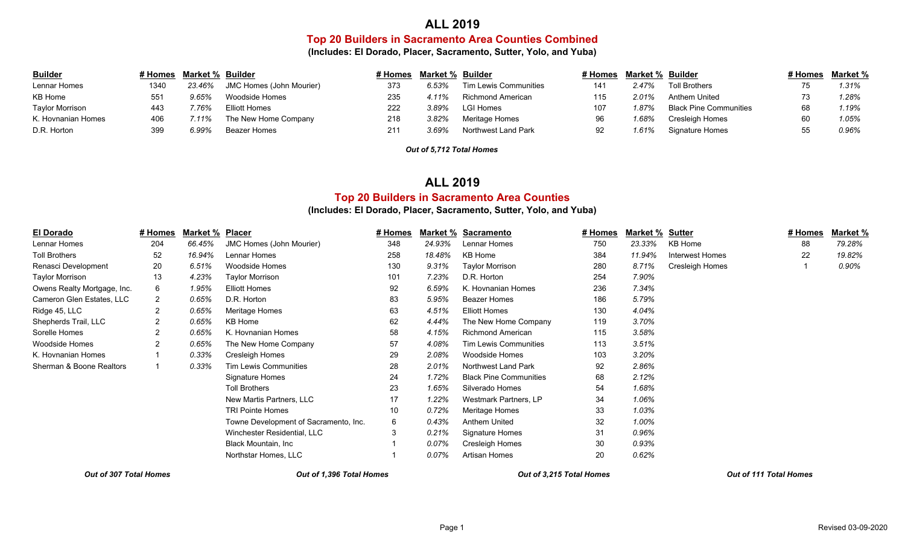# ALL 2019

## Top 20 Builders in Sacramento Area Counties Combined

**(Includes: El Dorado, Placer, Sacramento, Sutter, Yolo, and Yuba)**

| Builder | # Homes | Market % | Builder | # Homes | Market % | Builder | # Homes | Market % | Builder | # Homes | Market % |
|---|---|---|---|---|---|---|---|---|---|---|---|
| Lennar Homes | 1340 | *23.46%* | JMC Homes (John Mourier) | 373 | *6.53%* | Tim Lewis Communities | 141 | *2.47%* | Toll Brothers | 75 | *1.31%* |
| KB Home | 551 | *9.65%* | Woodside Homes | 235 | *4.11%* | Richmond American | 115 | *2.01%* | Anthem United | 73 | *1.28%* |
| Taylor Morrison | 443 | *7.76%* | Elliott Homes | 222 | *3.89%* | LGI Homes | 107 | *1.87%* | Black Pine Communities | 68 | *1.19%* |
| K. Hovnanian Homes | 406 | *7.11%* | The New Home Company | 218 | *3.82%* | Meritage Homes | 96 | *1.68%* | Cresleigh Homes | 60 | *1.05%* |
| D.R. Horton | 399 | *6.99%* | Beazer Homes | 211 | *3.69%* | Northwest Land Park | 92 | *1.61%* | Signature Homes | 55 | *0.96%* |

***Out of 5,712 Total Homes***

# ALL 2019

## Top 20 Builders in Sacramento Area Counties

**(Includes: El Dorado, Placer, Sacramento, Sutter, Yolo, and Yuba)**

| El Dorado | # Homes | Market % | Placer | # Homes | Market % | Sacramento | # Homes | Market % | Sutter | # Homes | Market % |
|---|---|---|---|---|---|---|---|---|---|---|---|
| Lennar Homes | 204 | *66.45%* | JMC Homes (John Mourier) | 348 | *24.93%* | Lennar Homes | 750 | *23.33%* | KB Home | 88 | *79.28%* |
| Toll Brothers | 52 | *16.94%* | Lennar Homes | 258 | *18.48%* | KB Home | 384 | *11.94%* | Interwest Homes | 22 | *19.82%* |
| Renasci Development | 20 | *6.51%* | Woodside Homes | 130 | *9.31%* | Taylor Morrison | 280 | *8.71%* | Cresleigh Homes | 1 | *0.90%* |
| Taylor Morrison | 13 | *4.23%* | Taylor Morrison | 101 | *7.23%* | D.R. Horton | 254 | *7.90%* | | | |
| Owens Realty Mortgage, Inc. | 6 | *1.95%* | Elliott Homes | 92 | *6.59%* | K. Hovnanian Homes | 236 | *7.34%* | | | |
| Cameron Glen Estates, LLC | 2 | *0.65%* | D.R. Horton | 83 | *5.95%* | Beazer Homes | 186 | *5.79%* | | | |
| Ridge 45, LLC | 2 | *0.65%* | Meritage Homes | 63 | *4.51%* | Elliott Homes | 130 | *4.04%* | | | |
| Shepherds Trail, LLC | 2 | *0.65%* | KB Home | 62 | *4.44%* | The New Home Company | 119 | *3.70%* | | | |
| Sorelle Homes | 2 | *0.65%* | K. Hovnanian Homes | 58 | *4.15%* | Richmond American | 115 | *3.58%* | | | |
| Woodside Homes | 2 | *0.65%* | The New Home Company | 57 | *4.08%* | Tim Lewis Communities | 113 | *3.51%* | | | |
| K. Hovnanian Homes | 1 | *0.33%* | Cresleigh Homes | 29 | *2.08%* | Woodside Homes | 103 | *3.20%* | | | |
| Sherman & Boone Realtors | 1 | *0.33%* | Tim Lewis Communities | 28 | *2.01%* | Northwest Land Park | 92 | *2.86%* | | | |
| | | | Signature Homes | 24 | *1.72%* | Black Pine Communities | 68 | *2.12%* | | | |
| | | | Toll Brothers | 23 | *1.65%* | Silverado Homes | 54 | *1.68%* | | | |
| | | | New Martis Partners, LLC | 17 | *1.22%* | Westmark Partners, LP | 34 | *1.06%* | | | |
| | | | TRI Pointe Homes | 10 | *0.72%* | Meritage Homes | 33 | *1.03%* | | | |
| | | | Towne Development of Sacramento, Inc. | 6 | *0.43%* | Anthem United | 32 | *1.00%* | | | |
| | | | Winchester Residential, LLC | 3 | *0.21%* | Signature Homes | 31 | *0.96%* | | | |
| | | | Black Mountain, Inc | 1 | *0.07%* | Cresleigh Homes | 30 | *0.93%* | | | |
| | | | Northstar Homes, LLC | 1 | *0.07%* | Artisan Homes | 20 | *0.62%* | | | |
| ***Out of 307 Total Homes*** | | | ***Out of 1,396 Total Homes*** | | | ***Out of 3,215 Total Homes*** | | | ***Out of 111 Total Homes*** | | |

Revised 03-09-2020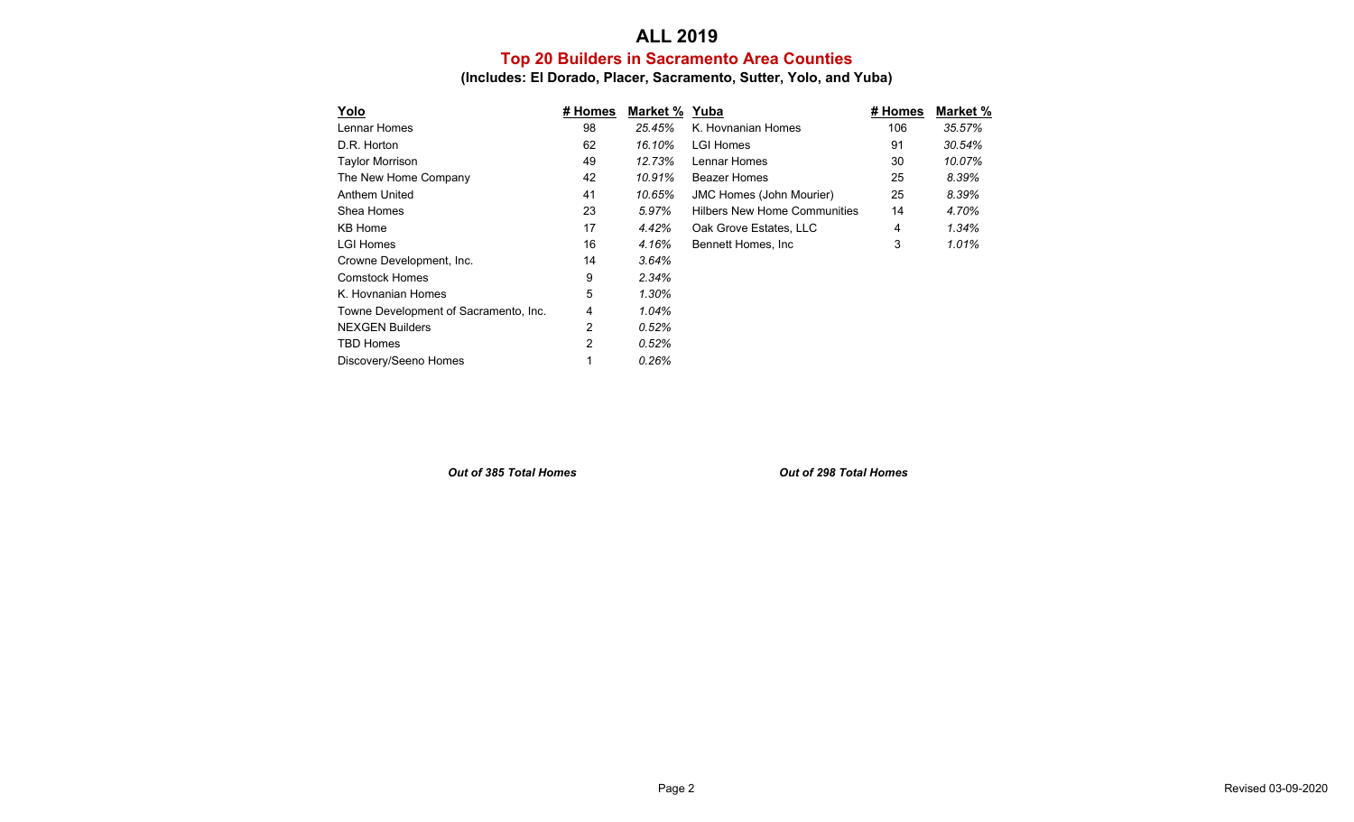# ALL 2019

## Top 20 Builders in Sacramento Area Counties

### (Includes: El Dorado, Placer, Sacramento, Sutter, Yolo, and Yuba)

| Yolo | # Homes | Market % |
|---|---|---|
| Lennar Homes | 98 | *25.45%* |
| D.R. Horton | 62 | *16.10%* |
| Taylor Morrison | 49 | *12.73%* |
| The New Home Company | 42 | *10.91%* |
| Anthem United | 41 | *10.65%* |
| Shea Homes | 23 | *5.97%* |
| KB Home | 17 | *4.42%* |
| LGI Homes | 16 | *4.16%* |
| Crowne Development, Inc. | 14 | *3.64%* |
| Comstock Homes | 9 | *2.34%* |
| K. Hovnanian Homes | 5 | *1.30%* |
| Towne Development of Sacramento, Inc. | 4 | *1.04%* |
| NEXGEN Builders | 2 | *0.52%* |
| TBD Homes | 2 | *0.52%* |
| Discovery/Seeno Homes | 1 | *0.26%* |

***Out of 385 Total Homes***

| Yuba | # Homes | Market % |
|---|---|---|
| K. Hovnanian Homes | 106 | *35.57%* |
| LGI Homes | 91 | *30.54%* |
| Lennar Homes | 30 | *10.07%* |
| Beazer Homes | 25 | *8.39%* |
| JMC Homes (John Mourier) | 25 | *8.39%* |
| Hilbers New Home Communities | 14 | *4.70%* |
| Oak Grove Estates, LLC | 4 | *1.34%* |
| Bennett Homes, Inc | 3 | *1.01%* |

***Out of 298 Total Homes***

Revised 03-09-2020